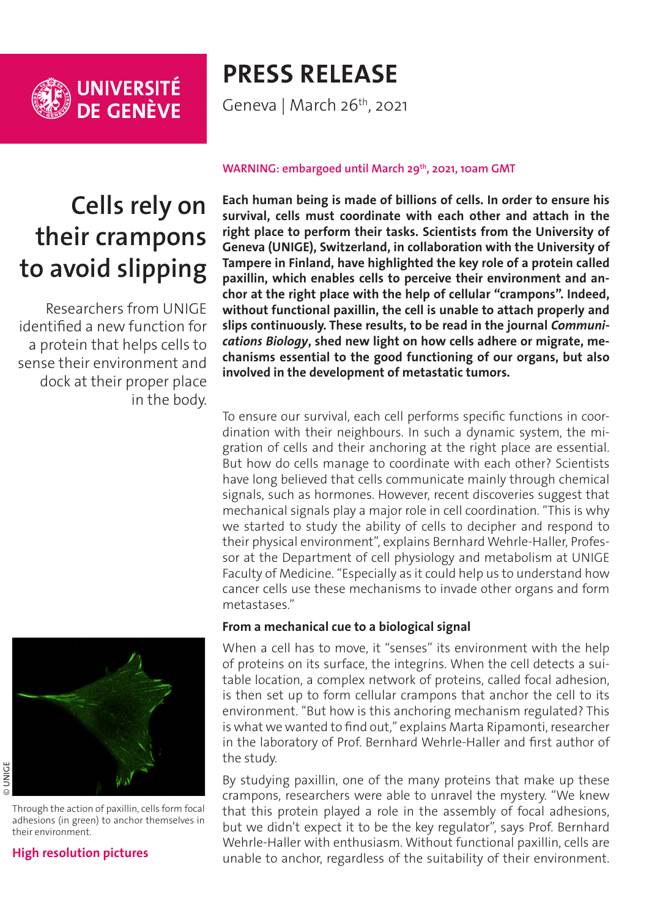# PRESS RELEASE

Geneva | March 26th, 2021

WARNING: embargoed until March 29th, 2021, 10am GMT

## Cells rely on their crampons to avoid slipping

Researchers from UNIGE identified a new function for a protein that helps cells to sense their environment and dock at their proper place in the body.

**Each human being is made of billions of cells. In order to ensure his survival, cells must coordinate with each other and attach in the right place to perform their tasks. Scientists from the University of Geneva (UNIGE), Switzerland, in collaboration with the University of Tampere in Finland, have highlighted the key role of a protein called paxillin, which enables cells to perceive their environment and anchor at the right place with the help of cellular "crampons". Indeed, without functional paxillin, the cell is unable to attach properly and slips continuously. These results, to be read in the journal *Communications Biology*, shed new light on how cells adhere or migrate, mechanisms essential to the good functioning of our organs, but also involved in the development of metastatic tumors.**

To ensure our survival, each cell performs specific functions in coordination with their neighbours. In such a dynamic system, the migration of cells and their anchoring at the right place are essential. But how do cells manage to coordinate with each other? Scientists have long believed that cells communicate mainly through chemical signals, such as hormones. However, recent discoveries suggest that mechanical signals play a major role in cell coordination. "This is why we started to study the ability of cells to decipher and respond to their physical environment", explains Bernhard Wehrle-Haller, Professor at the Department of cell physiology and metabolism at UNIGE Faculty of Medicine. "Especially as it could help us to understand how cancer cells use these mechanisms to invade other organs and form metastases."

### From a mechanical cue to a biological signal

When a cell has to move, it "senses" its environment with the help of proteins on its surface, the integrins. When the cell detects a suitable location, a complex network of proteins, called focal adhesion, is then set up to form cellular crampons that anchor the cell to its environment. "But how is this anchoring mechanism regulated? This is what we wanted to find out," explains Marta Ripamonti, researcher in the laboratory of Prof. Bernhard Wehrle-Haller and first author of the study.

By studying paxillin, one of the many proteins that make up these crampons, researchers were able to unravel the mystery. "We knew that this protein played a role in the assembly of focal adhesions, but we didn't expect it to be the key regulator", says Prof. Bernhard Wehrle-Haller with enthusiasm. Without functional paxillin, cells are unable to anchor, regardless of the suitability of their environment.

© UNIGE

Through the action of paxillin, cells form focal adhesions (in green) to anchor themselves in their environment.

**High resolution pictures**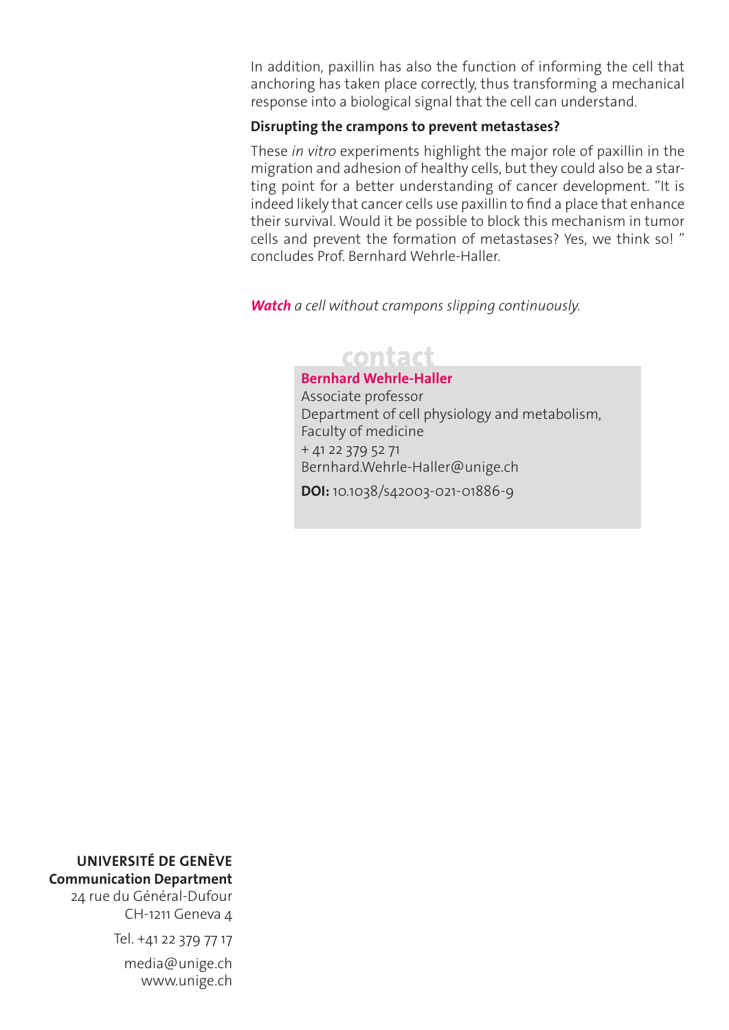In addition, paxillin has also the function of informing the cell that anchoring has taken place correctly, thus transforming a mechanical response into a biological signal that the cell can understand.

**Disrupting the crampons to prevent metastases?**

These *in vitro* experiments highlight the major role of paxillin in the migration and adhesion of healthy cells, but they could also be a starting point for a better understanding of cancer development. "It is indeed likely that cancer cells use paxillin to find a place that enhance their survival. Would it be possible to block this mechanism in tumor cells and prevent the formation of metastases? Yes, we think so! " concludes Prof. Bernhard Wehrle-Haller.

***Watch*** *a cell without crampons slipping continuously.*

## contact

**Bernhard Wehrle-Haller**
Associate professor
Department of cell physiology and metabolism, Faculty of medicine
+ 41 22 379 52 71
Bernhard.Wehrle-Haller@unige.ch

**DOI:** 10.1038/s42003-021-01886-9

**UNIVERSITÉ DE GENÈVE**
**Communication Department**
24 rue du Général-Dufour
CH-1211 Geneva 4

Tel. +41 22 379 77 17

media@unige.ch
www.unige.ch